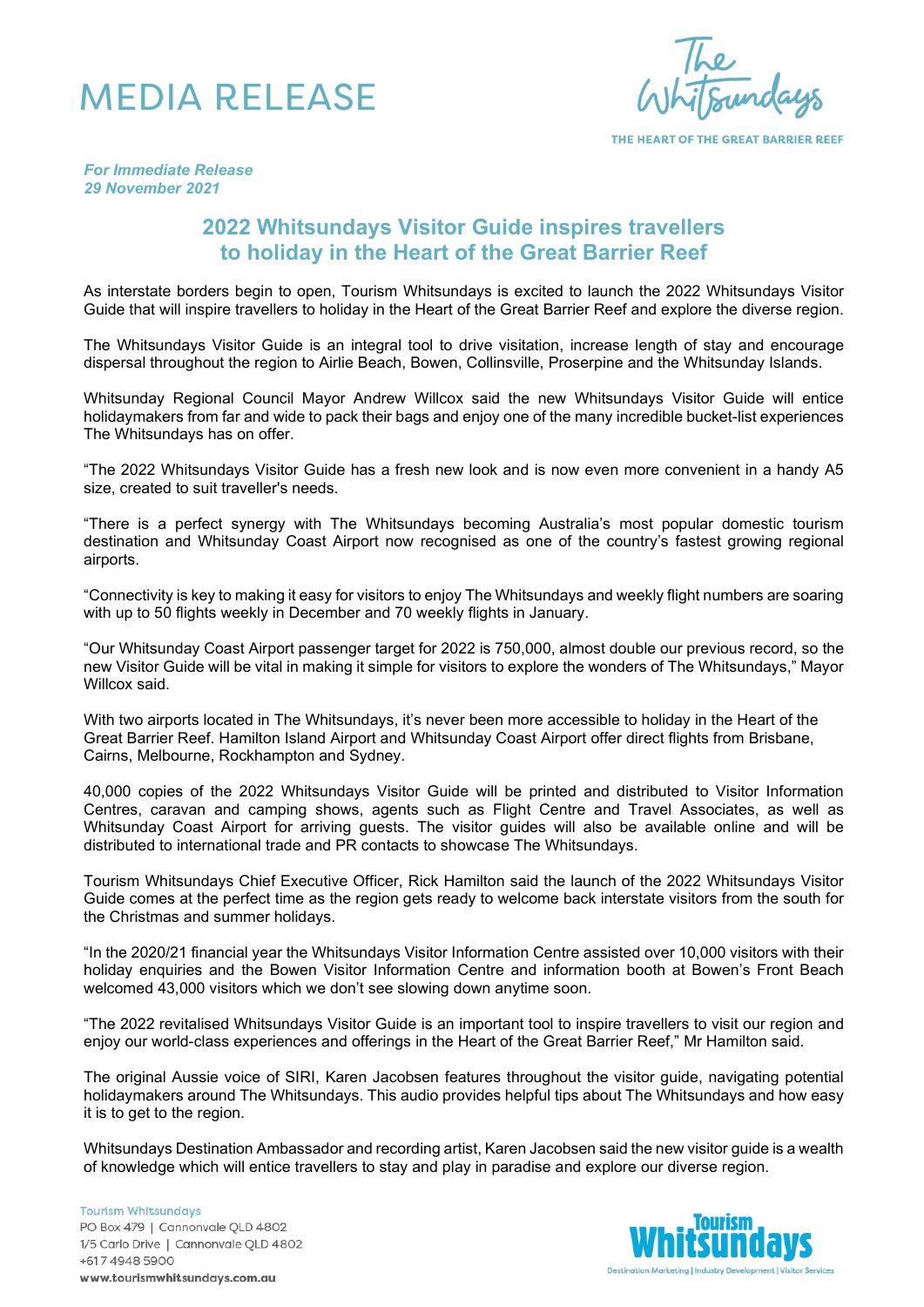# MEDIA RELEASE

*For Immediate Release*
*29 November 2021*

## 2022 Whitsundays Visitor Guide inspires travellers to holiday in the Heart of the Great Barrier Reef

As interstate borders begin to open, Tourism Whitsundays is excited to launch the 2022 Whitsundays Visitor Guide that will inspire travellers to holiday in the Heart of the Great Barrier Reef and explore the diverse region.

The Whitsundays Visitor Guide is an integral tool to drive visitation, increase length of stay and encourage dispersal throughout the region to Airlie Beach, Bowen, Collinsville, Proserpine and the Whitsunday Islands.

Whitsunday Regional Council Mayor Andrew Willcox said the new Whitsundays Visitor Guide will entice holidaymakers from far and wide to pack their bags and enjoy one of the many incredible bucket-list experiences The Whitsundays has on offer.

"The 2022 Whitsundays Visitor Guide has a fresh new look and is now even more convenient in a handy A5 size, created to suit traveller's needs.

"There is a perfect synergy with The Whitsundays becoming Australia's most popular domestic tourism destination and Whitsunday Coast Airport now recognised as one of the country's fastest growing regional airports.

"Connectivity is key to making it easy for visitors to enjoy The Whitsundays and weekly flight numbers are soaring with up to 50 flights weekly in December and 70 weekly flights in January.

"Our Whitsunday Coast Airport passenger target for 2022 is 750,000, almost double our previous record, so the new Visitor Guide will be vital in making it simple for visitors to explore the wonders of The Whitsundays," Mayor Willcox said.

With two airports located in The Whitsundays, it's never been more accessible to holiday in the Heart of the Great Barrier Reef. Hamilton Island Airport and Whitsunday Coast Airport offer direct flights from Brisbane, Cairns, Melbourne, Rockhampton and Sydney.

40,000 copies of the 2022 Whitsundays Visitor Guide will be printed and distributed to Visitor Information Centres, caravan and camping shows, agents such as Flight Centre and Travel Associates, as well as Whitsunday Coast Airport for arriving guests. The visitor guides will also be available online and will be distributed to international trade and PR contacts to showcase The Whitsundays.

Tourism Whitsundays Chief Executive Officer, Rick Hamilton said the launch of the 2022 Whitsundays Visitor Guide comes at the perfect time as the region gets ready to welcome back interstate visitors from the south for the Christmas and summer holidays.

"In the 2020/21 financial year the Whitsundays Visitor Information Centre assisted over 10,000 visitors with their holiday enquiries and the Bowen Visitor Information Centre and information booth at Bowen's Front Beach welcomed 43,000 visitors which we don't see slowing down anytime soon.

"The 2022 revitalised Whitsundays Visitor Guide is an important tool to inspire travellers to visit our region and enjoy our world-class experiences and offerings in the Heart of the Great Barrier Reef," Mr Hamilton said.

The original Aussie voice of SIRI, Karen Jacobsen features throughout the visitor guide, navigating potential holidaymakers around The Whitsundays. This audio provides helpful tips about The Whitsundays and how easy it is to get to the region.

Whitsundays Destination Ambassador and recording artist, Karen Jacobsen said the new visitor guide is a wealth of knowledge which will entice travellers to stay and play in paradise and explore our diverse region.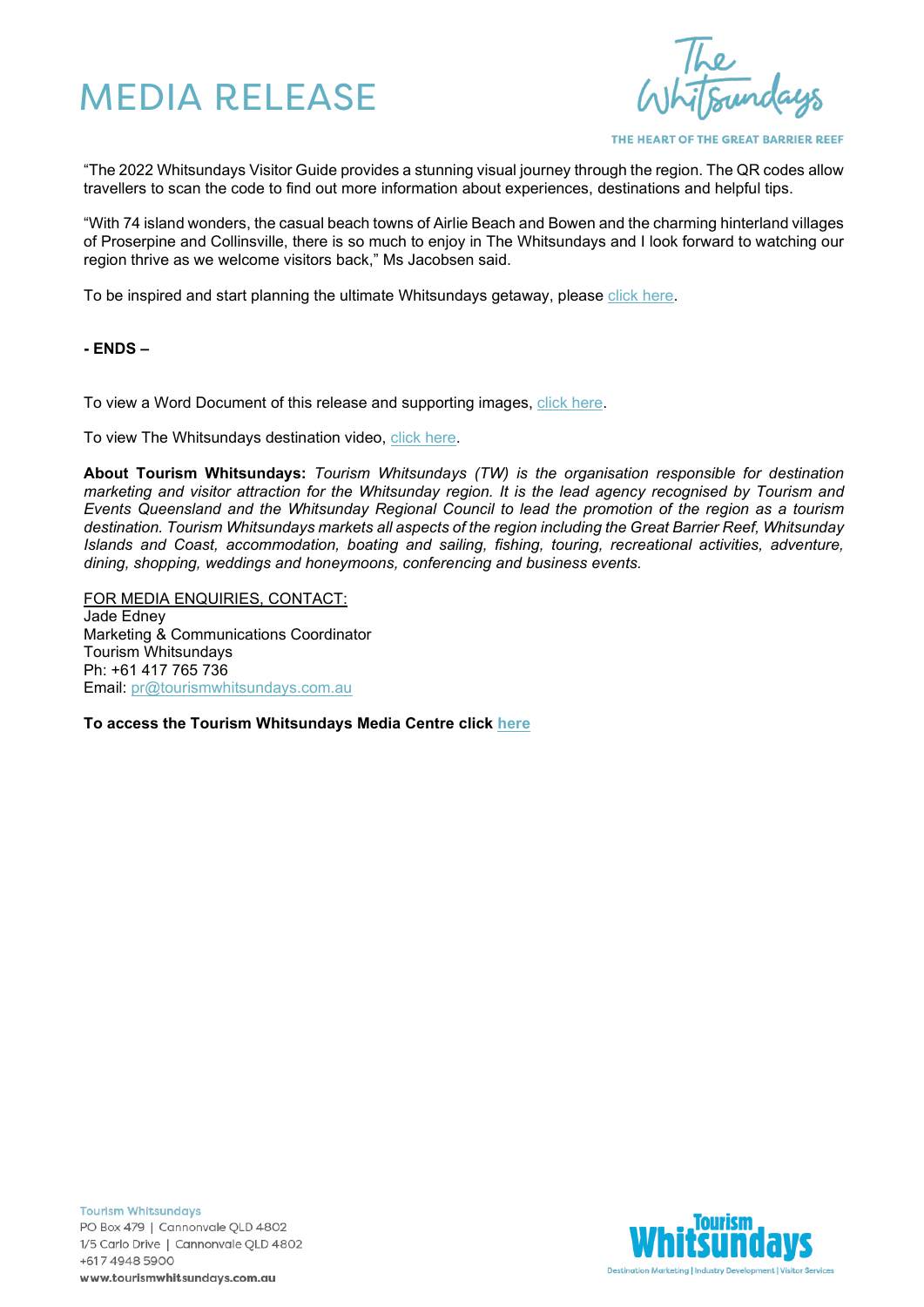“The 2022 Whitsundays Visitor Guide provides a stunning visual journey through the region. The QR codes allow travellers to scan the code to find out more information about experiences, destinations and helpful tips.

“With 74 island wonders, the casual beach towns of Airlie Beach and Bowen and the charming hinterland villages of Proserpine and Collinsville, there is so much to enjoy in The Whitsundays and I look forward to watching our region thrive as we welcome visitors back,” Ms Jacobsen said.

To be inspired and start planning the ultimate Whitsundays getaway, please click here.

**- ENDS –**

To view a Word Document of this release and supporting images, click here.

To view The Whitsundays destination video, click here.

**About Tourism Whitsundays:** *Tourism Whitsundays (TW) is the organisation responsible for destination marketing and visitor attraction for the Whitsunday region. It is the lead agency recognised by Tourism and Events Queensland and the Whitsunday Regional Council to lead the promotion of the region as a tourism destination. Tourism Whitsundays markets all aspects of the region including the Great Barrier Reef, Whitsunday Islands and Coast, accommodation, boating and sailing, fishing, touring, recreational activities, adventure, dining, shopping, weddings and honeymoons, conferencing and business events.*

FOR MEDIA ENQUIRIES, CONTACT:
Jade Edney
Marketing & Communications Coordinator
Tourism Whitsundays
Ph: +61 417 765 736
Email: pr@tourismwhitsundays.com.au

**To access the Tourism Whitsundays Media Centre click here**